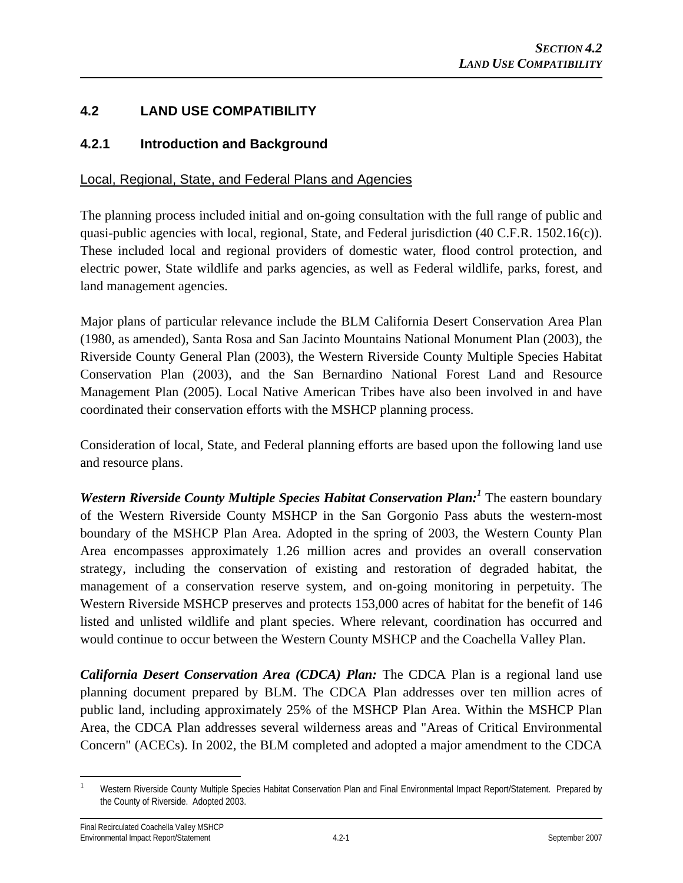## 4.2 LAND USE COMPATIBILITY

### 4.2.1 Introduction and Background

Local, Regional, State, and Federal Plans and Agencies

The planning process included initial and on-going consultation with the full range of public and quasi-public agencies with local, regional, State, and Federal jurisdiction (40 C.F.R. 1502.16(c)). These included local and regional providers of domestic water, flood control protection, and electric power, State wildlife and parks agencies, as well as Federal wildlife, parks, forest, and land management agencies.

Major plans of particular relevance include the BLM California Desert Conservation Area Plan (1980, as amended), Santa Rosa and San Jacinto Mountains National Monument Plan (2003), the Riverside County General Plan (2003), the Western Riverside County Multiple Species Habitat Conservation Plan (2003), and the San Bernardino National Forest Land and Resource Management Plan (2005). Local Native American Tribes have also been involved in and have coordinated their conservation efforts with the MSHCP planning process.

Consideration of local, State, and Federal planning efforts are based upon the following land use and resource plans.

***Western Riverside County Multiple Species Habitat Conservation Plan:***[1] The eastern boundary of the Western Riverside County MSHCP in the San Gorgonio Pass abuts the western-most boundary of the MSHCP Plan Area. Adopted in the spring of 2003, the Western County Plan Area encompasses approximately 1.26 million acres and provides an overall conservation strategy, including the conservation of existing and restoration of degraded habitat, the management of a conservation reserve system, and on-going monitoring in perpetuity. The Western Riverside MSHCP preserves and protects 153,000 acres of habitat for the benefit of 146 listed and unlisted wildlife and plant species. Where relevant, coordination has occurred and would continue to occur between the Western County MSHCP and the Coachella Valley Plan.

***California Desert Conservation Area (CDCA) Plan:*** The CDCA Plan is a regional land use planning document prepared by BLM. The CDCA Plan addresses over ten million acres of public land, including approximately 25% of the MSHCP Plan Area. Within the MSHCP Plan Area, the CDCA Plan addresses several wilderness areas and "Areas of Critical Environmental Concern" (ACECs). In 2002, the BLM completed and adopted a major amendment to the CDCA

---

[1] Western Riverside County Multiple Species Habitat Conservation Plan and Final Environmental Impact Report/Statement. Prepared by the County of Riverside. Adopted 2003.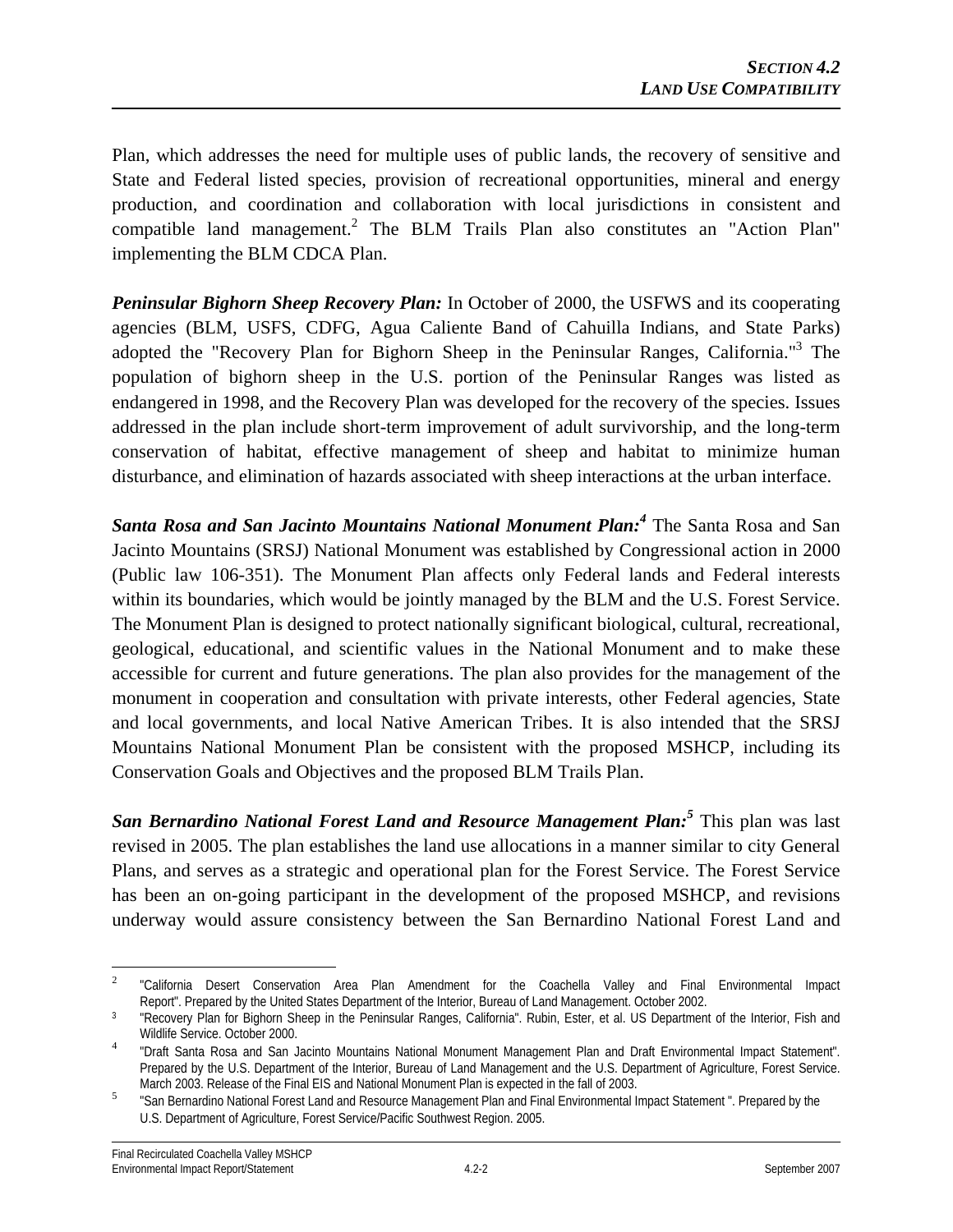Plan, which addresses the need for multiple uses of public lands, the recovery of sensitive and State and Federal listed species, provision of recreational opportunities, mineral and energy production, and coordination and collaboration with local jurisdictions in consistent and compatible land management.[2] The BLM Trails Plan also constitutes an "Action Plan" implementing the BLM CDCA Plan.

***Peninsular Bighorn Sheep Recovery Plan:*** In October of 2000, the USFWS and its cooperating agencies (BLM, USFS, CDFG, Agua Caliente Band of Cahuilla Indians, and State Parks) adopted the "Recovery Plan for Bighorn Sheep in the Peninsular Ranges, California."[3] The population of bighorn sheep in the U.S. portion of the Peninsular Ranges was listed as endangered in 1998, and the Recovery Plan was developed for the recovery of the species. Issues addressed in the plan include short-term improvement of adult survivorship, and the long-term conservation of habitat, effective management of sheep and habitat to minimize human disturbance, and elimination of hazards associated with sheep interactions at the urban interface.

***Santa Rosa and San Jacinto Mountains National Monument Plan:***[4] The Santa Rosa and San Jacinto Mountains (SRSJ) National Monument was established by Congressional action in 2000 (Public law 106-351). The Monument Plan affects only Federal lands and Federal interests within its boundaries, which would be jointly managed by the BLM and the U.S. Forest Service. The Monument Plan is designed to protect nationally significant biological, cultural, recreational, geological, educational, and scientific values in the National Monument and to make these accessible for current and future generations. The plan also provides for the management of the monument in cooperation and consultation with private interests, other Federal agencies, State and local governments, and local Native American Tribes. It is also intended that the SRSJ Mountains National Monument Plan be consistent with the proposed MSHCP, including its Conservation Goals and Objectives and the proposed BLM Trails Plan.

***San Bernardino National Forest Land and Resource Management Plan:***[5] This plan was last revised in 2005. The plan establishes the land use allocations in a manner similar to city General Plans, and serves as a strategic and operational plan for the Forest Service. The Forest Service has been an on-going participant in the development of the proposed MSHCP, and revisions underway would assure consistency between the San Bernardino National Forest Land and

---

[2] "California Desert Conservation Area Plan Amendment for the Coachella Valley and Final Environmental Impact Report". Prepared by the United States Department of the Interior, Bureau of Land Management. October 2002.

[3] "Recovery Plan for Bighorn Sheep in the Peninsular Ranges, California". Rubin, Ester, et al. US Department of the Interior, Fish and Wildlife Service. October 2000.

[4] "Draft Santa Rosa and San Jacinto Mountains National Monument Management Plan and Draft Environmental Impact Statement". Prepared by the U.S. Department of the Interior, Bureau of Land Management and the U.S. Department of Agriculture, Forest Service. March 2003. Release of the Final EIS and National Monument Plan is expected in the fall of 2003.

[5] "San Bernardino National Forest Land and Resource Management Plan and Final Environmental Impact Statement ". Prepared by the U.S. Department of Agriculture, Forest Service/Pacific Southwest Region. 2005.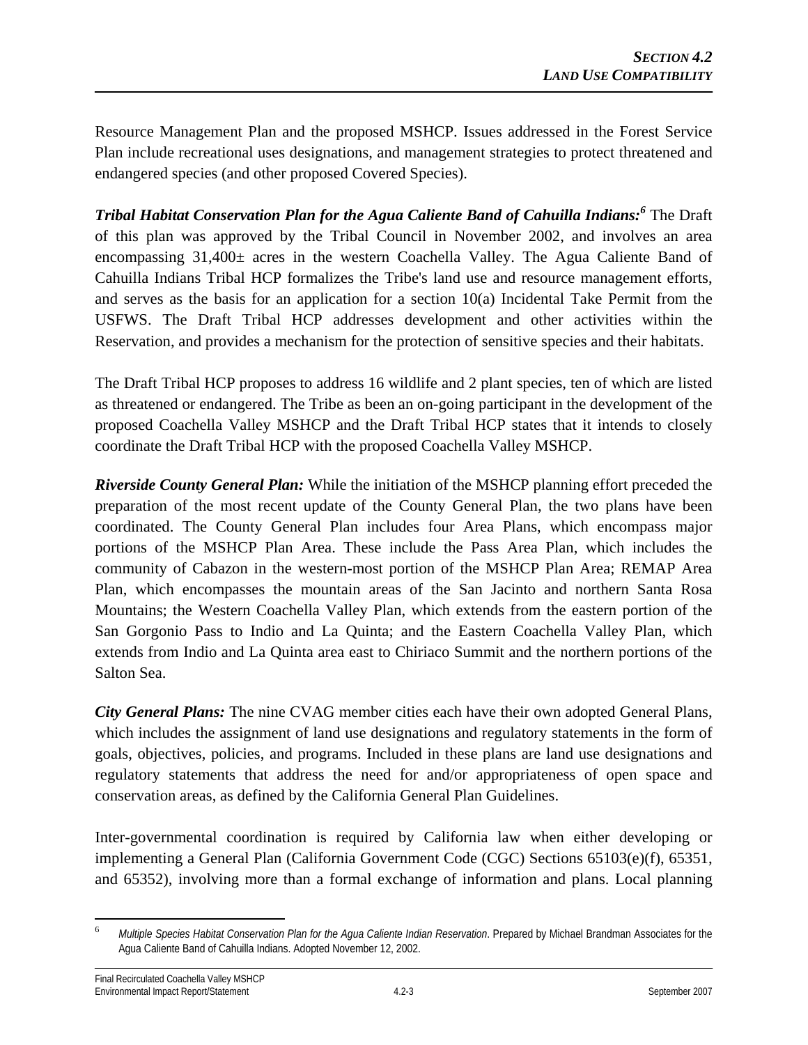Resource Management Plan and the proposed MSHCP. Issues addressed in the Forest Service Plan include recreational uses designations, and management strategies to protect threatened and endangered species (and other proposed Covered Species).

***Tribal Habitat Conservation Plan for the Agua Caliente Band of Cahuilla Indians:***[6] The Draft of this plan was approved by the Tribal Council in November 2002, and involves an area encompassing 31,400± acres in the western Coachella Valley. The Agua Caliente Band of Cahuilla Indians Tribal HCP formalizes the Tribe's land use and resource management efforts, and serves as the basis for an application for a section 10(a) Incidental Take Permit from the USFWS. The Draft Tribal HCP addresses development and other activities within the Reservation, and provides a mechanism for the protection of sensitive species and their habitats.

The Draft Tribal HCP proposes to address 16 wildlife and 2 plant species, ten of which are listed as threatened or endangered. The Tribe as been an on-going participant in the development of the proposed Coachella Valley MSHCP and the Draft Tribal HCP states that it intends to closely coordinate the Draft Tribal HCP with the proposed Coachella Valley MSHCP.

***Riverside County General Plan:*** While the initiation of the MSHCP planning effort preceded the preparation of the most recent update of the County General Plan, the two plans have been coordinated. The County General Plan includes four Area Plans, which encompass major portions of the MSHCP Plan Area. These include the Pass Area Plan, which includes the community of Cabazon in the western-most portion of the MSHCP Plan Area; REMAP Area Plan, which encompasses the mountain areas of the San Jacinto and northern Santa Rosa Mountains; the Western Coachella Valley Plan, which extends from the eastern portion of the San Gorgonio Pass to Indio and La Quinta; and the Eastern Coachella Valley Plan, which extends from Indio and La Quinta area east to Chiriaco Summit and the northern portions of the Salton Sea.

***City General Plans:*** The nine CVAG member cities each have their own adopted General Plans, which includes the assignment of land use designations and regulatory statements in the form of goals, objectives, policies, and programs. Included in these plans are land use designations and regulatory statements that address the need for and/or appropriateness of open space and conservation areas, as defined by the California General Plan Guidelines.

Inter-governmental coordination is required by California law when either developing or implementing a General Plan (California Government Code (CGC) Sections 65103(e)(f), 65351, and 65352), involving more than a formal exchange of information and plans. Local planning

---

[6] *Multiple Species Habitat Conservation Plan for the Agua Caliente Indian Reservation*. Prepared by Michael Brandman Associates for the Agua Caliente Band of Cahuilla Indians. Adopted November 12, 2002.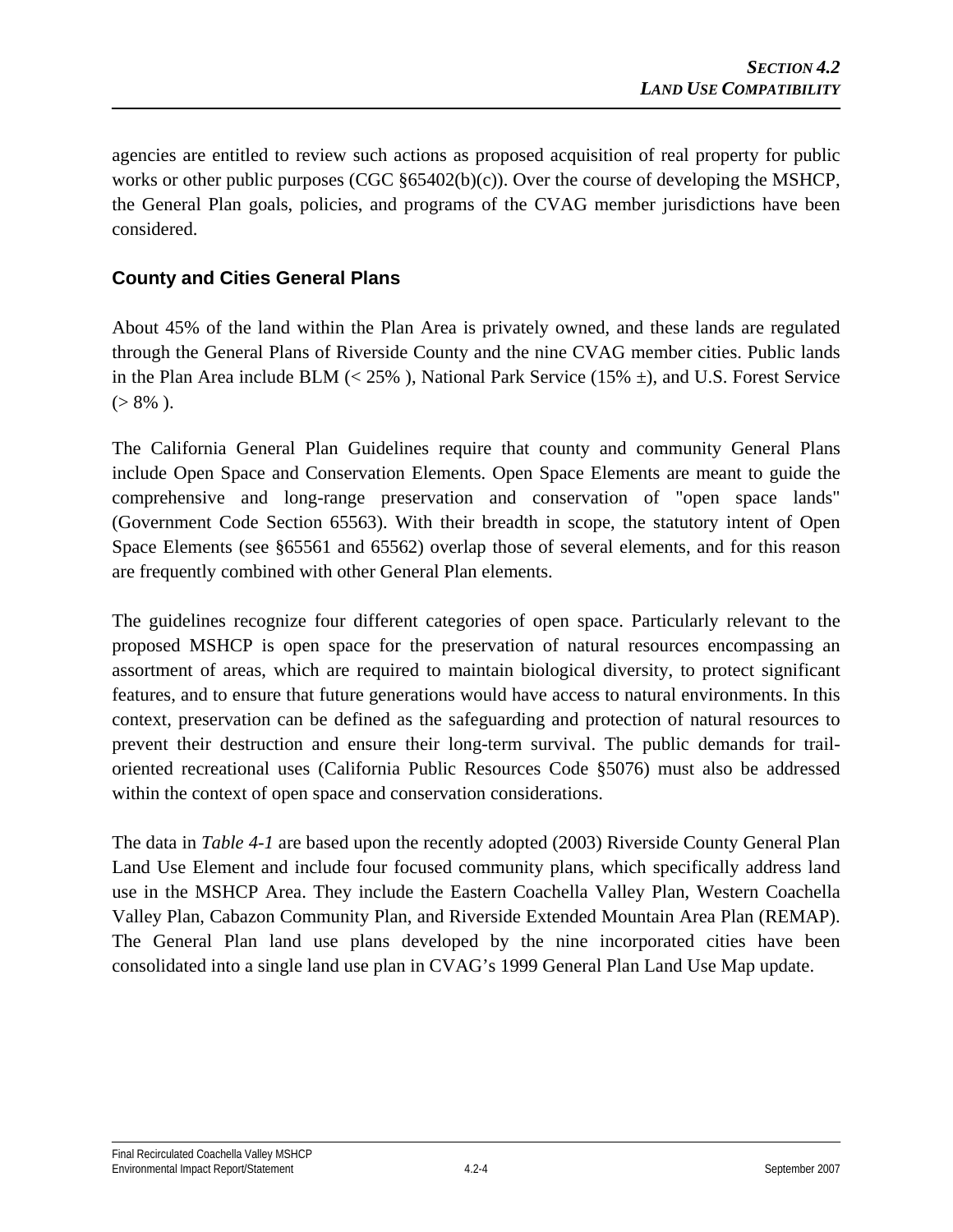agencies are entitled to review such actions as proposed acquisition of real property for public works or other public purposes (CGC §65402(b)(c)). Over the course of developing the MSHCP, the General Plan goals, policies, and programs of the CVAG member jurisdictions have been considered.

### County and Cities General Plans

About 45% of the land within the Plan Area is privately owned, and these lands are regulated through the General Plans of Riverside County and the nine CVAG member cities. Public lands in the Plan Area include BLM (< 25% ), National Park Service (15% ±), and U.S. Forest Service (> 8% ).

The California General Plan Guidelines require that county and community General Plans include Open Space and Conservation Elements. Open Space Elements are meant to guide the comprehensive and long-range preservation and conservation of "open space lands" (Government Code Section 65563). With their breadth in scope, the statutory intent of Open Space Elements (see §65561 and 65562) overlap those of several elements, and for this reason are frequently combined with other General Plan elements.

The guidelines recognize four different categories of open space. Particularly relevant to the proposed MSHCP is open space for the preservation of natural resources encompassing an assortment of areas, which are required to maintain biological diversity, to protect significant features, and to ensure that future generations would have access to natural environments. In this context, preservation can be defined as the safeguarding and protection of natural resources to prevent their destruction and ensure their long-term survival. The public demands for trail-oriented recreational uses (California Public Resources Code §5076) must also be addressed within the context of open space and conservation considerations.

The data in *Table 4-1* are based upon the recently adopted (2003) Riverside County General Plan Land Use Element and include four focused community plans, which specifically address land use in the MSHCP Area. They include the Eastern Coachella Valley Plan, Western Coachella Valley Plan, Cabazon Community Plan, and Riverside Extended Mountain Area Plan (REMAP). The General Plan land use plans developed by the nine incorporated cities have been consolidated into a single land use plan in CVAG's 1999 General Plan Land Use Map update.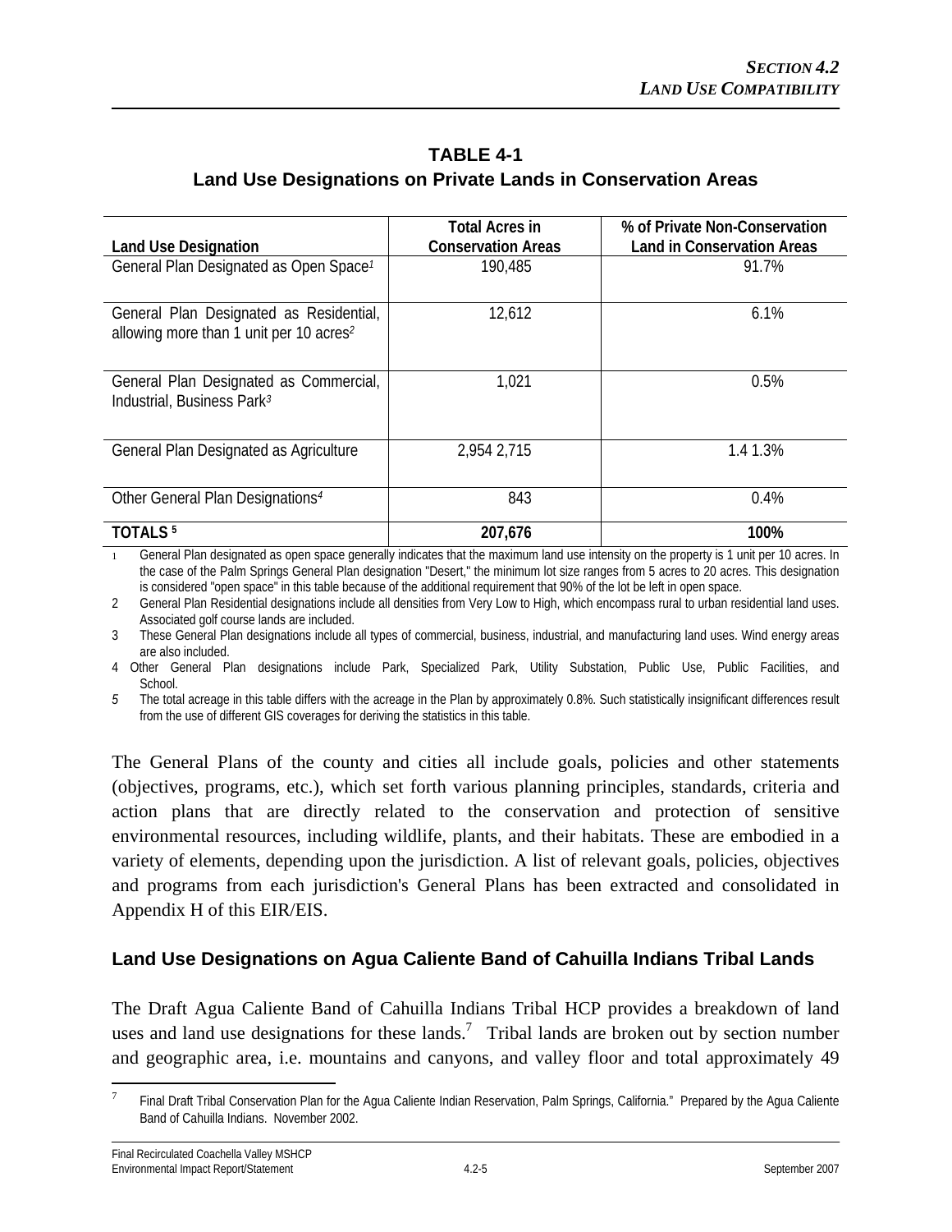## TABLE 4-1
## Land Use Designations on Private Lands in Conservation Areas

| Land Use Designation | Total Acres in Conservation Areas | % of Private Non-Conservation Land in Conservation Areas |
|---|---|---|
| General Plan Designated as Open Space[1] | 190,485 | 91.7% |
| General Plan Designated as Residential, allowing more than 1 unit per 10 acres[2] | 12,612 | 6.1% |
| General Plan Designated as Commercial, Industrial, Business Park[3] | 1,021 | 0.5% |
| General Plan Designated as Agriculture | 2,954 2,715 | 1.4 1.3% |
| Other General Plan Designations[4] | 843 | 0.4% |
| **TOTALS [5]** | **207,676** | **100%** |

1 General Plan designated as open space generally indicates that the maximum land use intensity on the property is 1 unit per 10 acres. In the case of the Palm Springs General Plan designation "Desert," the minimum lot size ranges from 5 acres to 20 acres. This designation is considered "open space" in this table because of the additional requirement that 90% of the lot be left in open space.

2 General Plan Residential designations include all densities from Very Low to High, which encompass rural to urban residential land uses. Associated golf course lands are included.

3 These General Plan designations include all types of commercial, business, industrial, and manufacturing land uses. Wind energy areas are also included.

4 Other General Plan designations include Park, Specialized Park, Utility Substation, Public Use, Public Facilities, and School.

5 The total acreage in this table differs with the acreage in the Plan by approximately 0.8%. Such statistically insignificant differences result from the use of different GIS coverages for deriving the statistics in this table.

The General Plans of the county and cities all include goals, policies and other statements (objectives, programs, etc.), which set forth various planning principles, standards, criteria and action plans that are directly related to the conservation and protection of sensitive environmental resources, including wildlife, plants, and their habitats. These are embodied in a variety of elements, depending upon the jurisdiction. A list of relevant goals, policies, objectives and programs from each jurisdiction's General Plans has been extracted and consolidated in Appendix H of this EIR/EIS.

### Land Use Designations on Agua Caliente Band of Cahuilla Indians Tribal Lands

The Draft Agua Caliente Band of Cahuilla Indians Tribal HCP provides a breakdown of land uses and land use designations for these lands.[7] Tribal lands are broken out by section number and geographic area, i.e. mountains and canyons, and valley floor and total approximately 49

7 Final Draft Tribal Conservation Plan for the Agua Caliente Indian Reservation, Palm Springs, California." Prepared by the Agua Caliente Band of Cahuilla Indians. November 2002.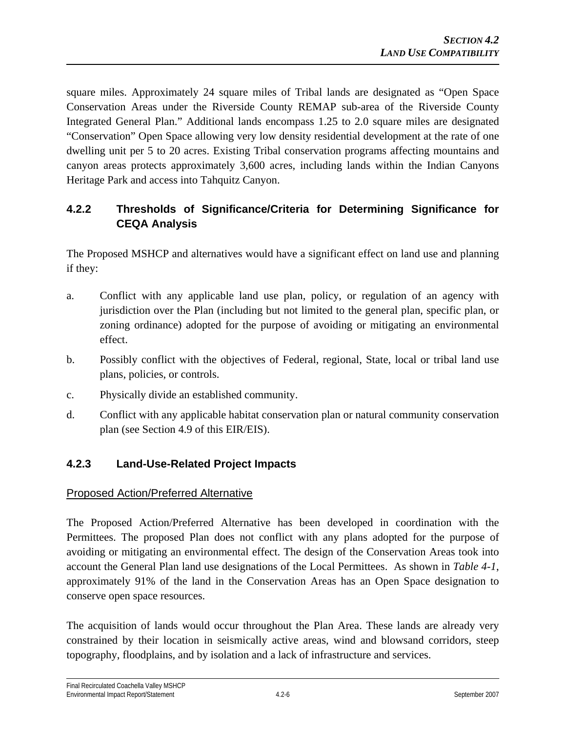square miles. Approximately 24 square miles of Tribal lands are designated as "Open Space Conservation Areas under the Riverside County REMAP sub-area of the Riverside County Integrated General Plan." Additional lands encompass 1.25 to 2.0 square miles are designated "Conservation" Open Space allowing very low density residential development at the rate of one dwelling unit per 5 to 20 acres. Existing Tribal conservation programs affecting mountains and canyon areas protects approximately 3,600 acres, including lands within the Indian Canyons Heritage Park and access into Tahquitz Canyon.

### 4.2.2 Thresholds of Significance/Criteria for Determining Significance for CEQA Analysis

The Proposed MSHCP and alternatives would have a significant effect on land use and planning if they:

a. Conflict with any applicable land use plan, policy, or regulation of an agency with jurisdiction over the Plan (including but not limited to the general plan, specific plan, or zoning ordinance) adopted for the purpose of avoiding or mitigating an environmental effect.

b. Possibly conflict with the objectives of Federal, regional, State, local or tribal land use plans, policies, or controls.

c. Physically divide an established community.

d. Conflict with any applicable habitat conservation plan or natural community conservation plan (see Section 4.9 of this EIR/EIS).

### 4.2.3 Land-Use-Related Project Impacts

Proposed Action/Preferred Alternative

The Proposed Action/Preferred Alternative has been developed in coordination with the Permittees. The proposed Plan does not conflict with any plans adopted for the purpose of avoiding or mitigating an environmental effect. The design of the Conservation Areas took into account the General Plan land use designations of the Local Permittees. As shown in *Table 4-1*, approximately 91% of the land in the Conservation Areas has an Open Space designation to conserve open space resources.

The acquisition of lands would occur throughout the Plan Area. These lands are already very constrained by their location in seismically active areas, wind and blowsand corridors, steep topography, floodplains, and by isolation and a lack of infrastructure and services.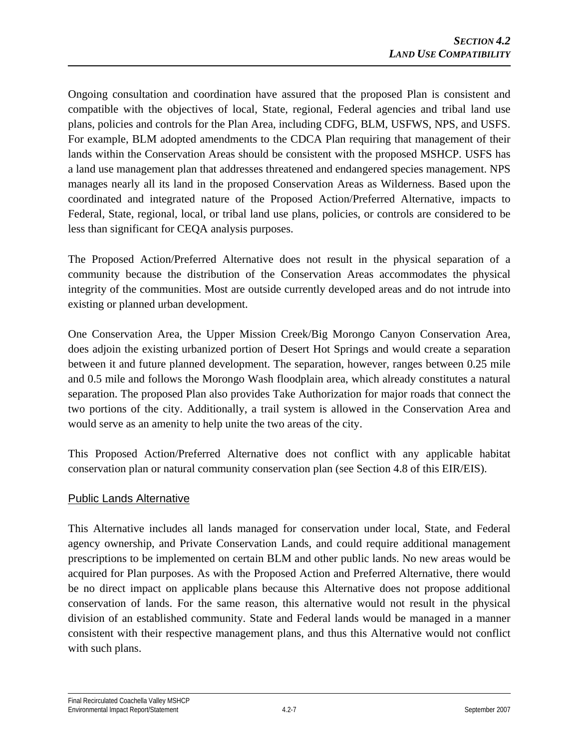Ongoing consultation and coordination have assured that the proposed Plan is consistent and compatible with the objectives of local, State, regional, Federal agencies and tribal land use plans, policies and controls for the Plan Area, including CDFG, BLM, USFWS, NPS, and USFS. For example, BLM adopted amendments to the CDCA Plan requiring that management of their lands within the Conservation Areas should be consistent with the proposed MSHCP. USFS has a land use management plan that addresses threatened and endangered species management. NPS manages nearly all its land in the proposed Conservation Areas as Wilderness. Based upon the coordinated and integrated nature of the Proposed Action/Preferred Alternative, impacts to Federal, State, regional, local, or tribal land use plans, policies, or controls are considered to be less than significant for CEQA analysis purposes.

The Proposed Action/Preferred Alternative does not result in the physical separation of a community because the distribution of the Conservation Areas accommodates the physical integrity of the communities. Most are outside currently developed areas and do not intrude into existing or planned urban development.

One Conservation Area, the Upper Mission Creek/Big Morongo Canyon Conservation Area, does adjoin the existing urbanized portion of Desert Hot Springs and would create a separation between it and future planned development. The separation, however, ranges between 0.25 mile and 0.5 mile and follows the Morongo Wash floodplain area, which already constitutes a natural separation. The proposed Plan also provides Take Authorization for major roads that connect the two portions of the city. Additionally, a trail system is allowed in the Conservation Area and would serve as an amenity to help unite the two areas of the city.

This Proposed Action/Preferred Alternative does not conflict with any applicable habitat conservation plan or natural community conservation plan (see Section 4.8 of this EIR/EIS).

### Public Lands Alternative

This Alternative includes all lands managed for conservation under local, State, and Federal agency ownership, and Private Conservation Lands, and could require additional management prescriptions to be implemented on certain BLM and other public lands. No new areas would be acquired for Plan purposes. As with the Proposed Action and Preferred Alternative, there would be no direct impact on applicable plans because this Alternative does not propose additional conservation of lands. For the same reason, this alternative would not result in the physical division of an established community. State and Federal lands would be managed in a manner consistent with their respective management plans, and thus this Alternative would not conflict with such plans.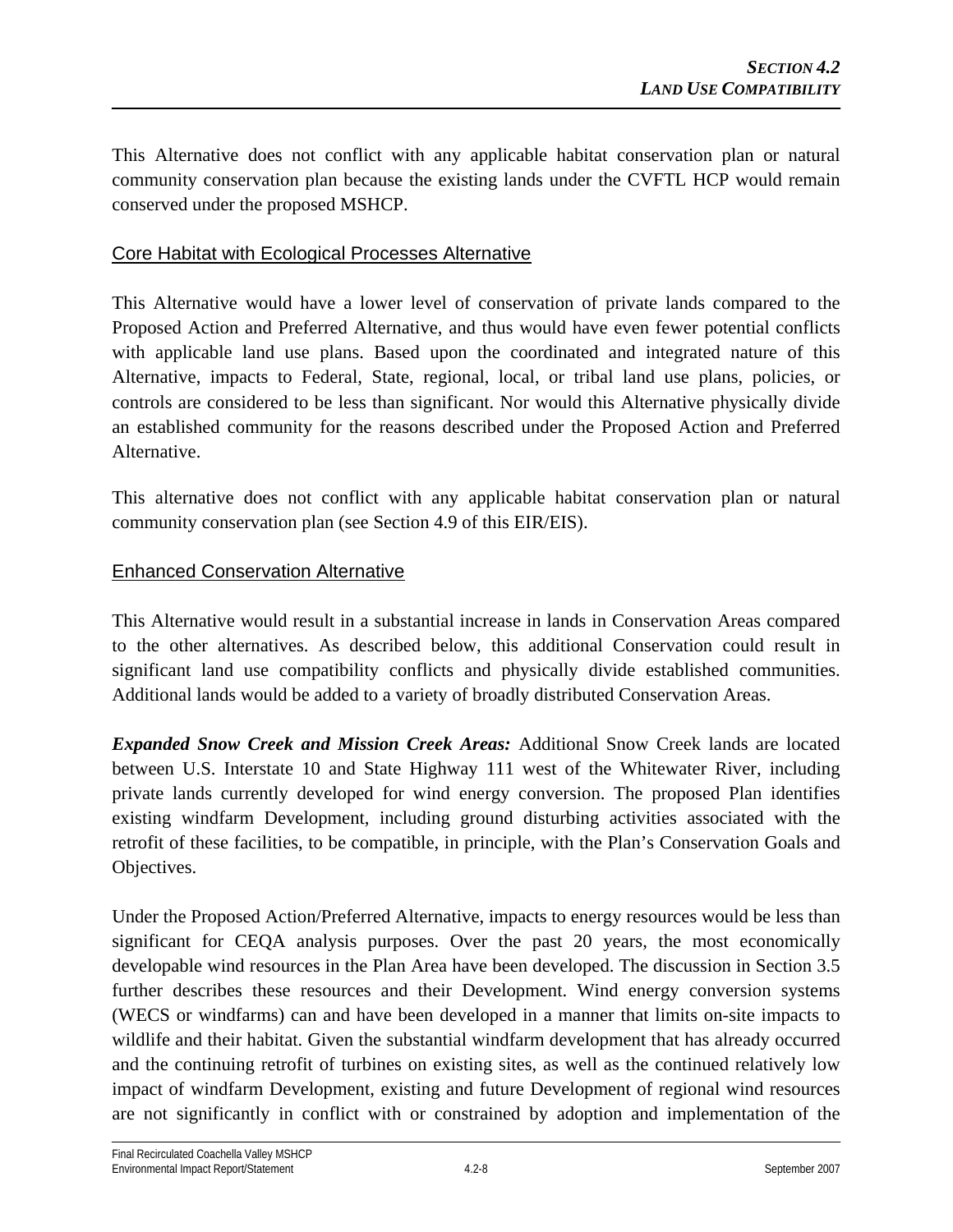This Alternative does not conflict with any applicable habitat conservation plan or natural community conservation plan because the existing lands under the CVFTL HCP would remain conserved under the proposed MSHCP.

### Core Habitat with Ecological Processes Alternative

This Alternative would have a lower level of conservation of private lands compared to the Proposed Action and Preferred Alternative, and thus would have even fewer potential conflicts with applicable land use plans. Based upon the coordinated and integrated nature of this Alternative, impacts to Federal, State, regional, local, or tribal land use plans, policies, or controls are considered to be less than significant. Nor would this Alternative physically divide an established community for the reasons described under the Proposed Action and Preferred Alternative.

This alternative does not conflict with any applicable habitat conservation plan or natural community conservation plan (see Section 4.9 of this EIR/EIS).

### Enhanced Conservation Alternative

This Alternative would result in a substantial increase in lands in Conservation Areas compared to the other alternatives. As described below, this additional Conservation could result in significant land use compatibility conflicts and physically divide established communities. Additional lands would be added to a variety of broadly distributed Conservation Areas.

***Expanded Snow Creek and Mission Creek Areas:*** Additional Snow Creek lands are located between U.S. Interstate 10 and State Highway 111 west of the Whitewater River, including private lands currently developed for wind energy conversion. The proposed Plan identifies existing windfarm Development, including ground disturbing activities associated with the retrofit of these facilities, to be compatible, in principle, with the Plan's Conservation Goals and Objectives.

Under the Proposed Action/Preferred Alternative, impacts to energy resources would be less than significant for CEQA analysis purposes. Over the past 20 years, the most economically developable wind resources in the Plan Area have been developed. The discussion in Section 3.5 further describes these resources and their Development. Wind energy conversion systems (WECS or windfarms) can and have been developed in a manner that limits on-site impacts to wildlife and their habitat. Given the substantial windfarm development that has already occurred and the continuing retrofit of turbines on existing sites, as well as the continued relatively low impact of windfarm Development, existing and future Development of regional wind resources are not significantly in conflict with or constrained by adoption and implementation of the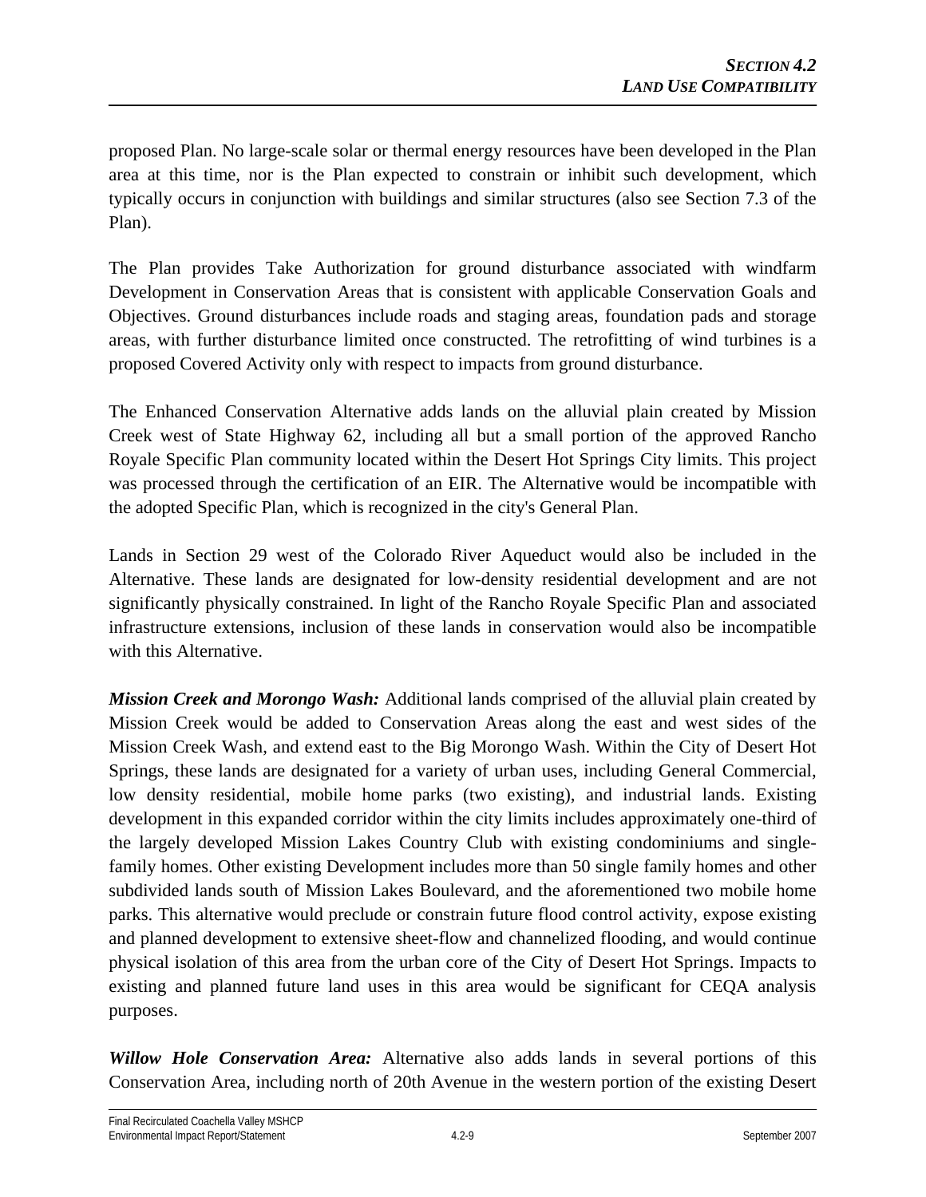proposed Plan. No large-scale solar or thermal energy resources have been developed in the Plan area at this time, nor is the Plan expected to constrain or inhibit such development, which typically occurs in conjunction with buildings and similar structures (also see Section 7.3 of the Plan).

The Plan provides Take Authorization for ground disturbance associated with windfarm Development in Conservation Areas that is consistent with applicable Conservation Goals and Objectives. Ground disturbances include roads and staging areas, foundation pads and storage areas, with further disturbance limited once constructed. The retrofitting of wind turbines is a proposed Covered Activity only with respect to impacts from ground disturbance.

The Enhanced Conservation Alternative adds lands on the alluvial plain created by Mission Creek west of State Highway 62, including all but a small portion of the approved Rancho Royale Specific Plan community located within the Desert Hot Springs City limits. This project was processed through the certification of an EIR. The Alternative would be incompatible with the adopted Specific Plan, which is recognized in the city's General Plan.

Lands in Section 29 west of the Colorado River Aqueduct would also be included in the Alternative. These lands are designated for low-density residential development and are not significantly physically constrained. In light of the Rancho Royale Specific Plan and associated infrastructure extensions, inclusion of these lands in conservation would also be incompatible with this Alternative.

***Mission Creek and Morongo Wash:*** Additional lands comprised of the alluvial plain created by Mission Creek would be added to Conservation Areas along the east and west sides of the Mission Creek Wash, and extend east to the Big Morongo Wash. Within the City of Desert Hot Springs, these lands are designated for a variety of urban uses, including General Commercial, low density residential, mobile home parks (two existing), and industrial lands. Existing development in this expanded corridor within the city limits includes approximately one-third of the largely developed Mission Lakes Country Club with existing condominiums and single-family homes. Other existing Development includes more than 50 single family homes and other subdivided lands south of Mission Lakes Boulevard, and the aforementioned two mobile home parks. This alternative would preclude or constrain future flood control activity, expose existing and planned development to extensive sheet-flow and channelized flooding, and would continue physical isolation of this area from the urban core of the City of Desert Hot Springs. Impacts to existing and planned future land uses in this area would be significant for CEQA analysis purposes.

***Willow Hole Conservation Area:*** Alternative also adds lands in several portions of this Conservation Area, including north of 20th Avenue in the western portion of the existing Desert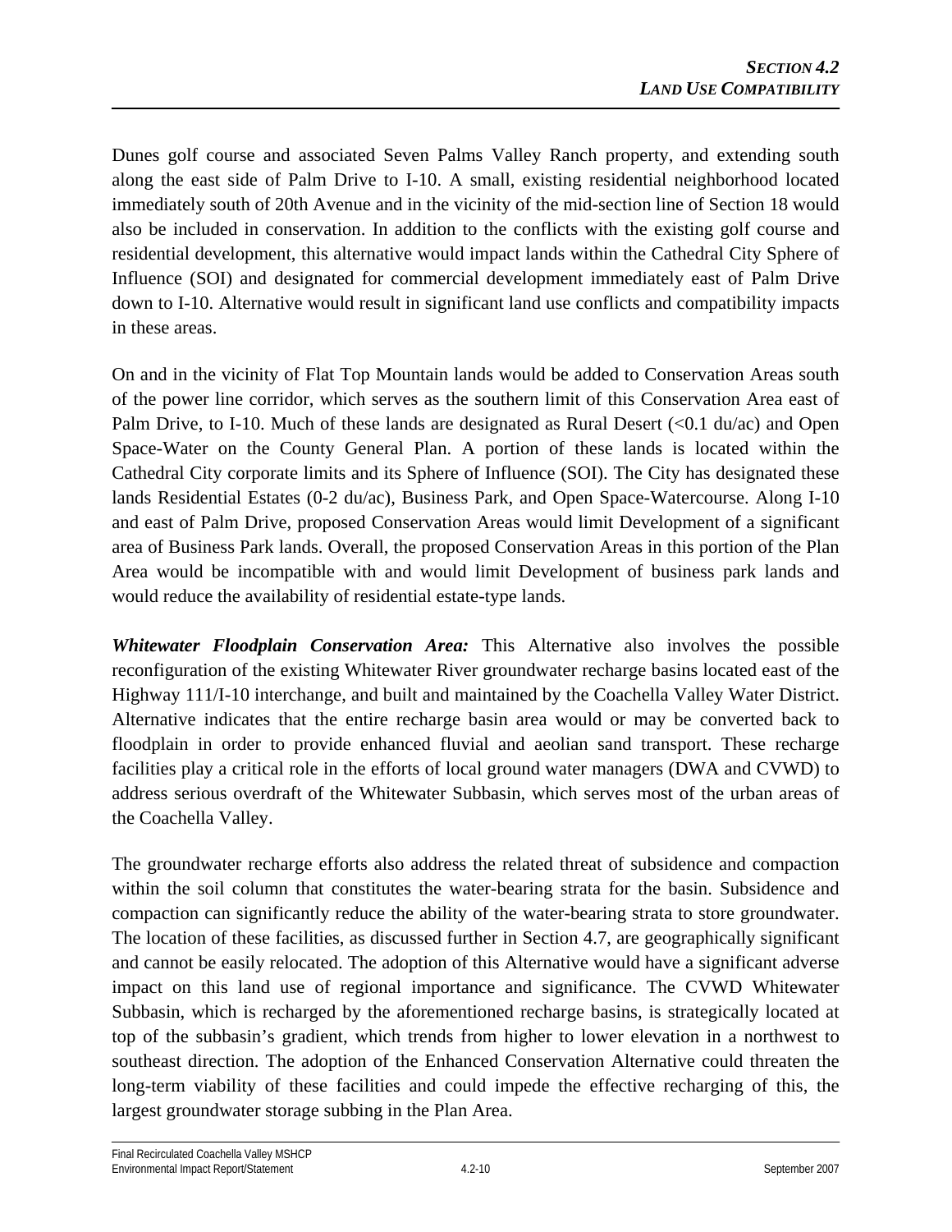Dunes golf course and associated Seven Palms Valley Ranch property, and extending south along the east side of Palm Drive to I-10. A small, existing residential neighborhood located immediately south of 20th Avenue and in the vicinity of the mid-section line of Section 18 would also be included in conservation. In addition to the conflicts with the existing golf course and residential development, this alternative would impact lands within the Cathedral City Sphere of Influence (SOI) and designated for commercial development immediately east of Palm Drive down to I-10. Alternative would result in significant land use conflicts and compatibility impacts in these areas.

On and in the vicinity of Flat Top Mountain lands would be added to Conservation Areas south of the power line corridor, which serves as the southern limit of this Conservation Area east of Palm Drive, to I-10. Much of these lands are designated as Rural Desert (<0.1 du/ac) and Open Space-Water on the County General Plan. A portion of these lands is located within the Cathedral City corporate limits and its Sphere of Influence (SOI). The City has designated these lands Residential Estates (0-2 du/ac), Business Park, and Open Space-Watercourse. Along I-10 and east of Palm Drive, proposed Conservation Areas would limit Development of a significant area of Business Park lands. Overall, the proposed Conservation Areas in this portion of the Plan Area would be incompatible with and would limit Development of business park lands and would reduce the availability of residential estate-type lands.

***Whitewater Floodplain Conservation Area:*** This Alternative also involves the possible reconfiguration of the existing Whitewater River groundwater recharge basins located east of the Highway 111/I-10 interchange, and built and maintained by the Coachella Valley Water District. Alternative indicates that the entire recharge basin area would or may be converted back to floodplain in order to provide enhanced fluvial and aeolian sand transport. These recharge facilities play a critical role in the efforts of local ground water managers (DWA and CVWD) to address serious overdraft of the Whitewater Subbasin, which serves most of the urban areas of the Coachella Valley.

The groundwater recharge efforts also address the related threat of subsidence and compaction within the soil column that constitutes the water-bearing strata for the basin. Subsidence and compaction can significantly reduce the ability of the water-bearing strata to store groundwater. The location of these facilities, as discussed further in Section 4.7, are geographically significant and cannot be easily relocated. The adoption of this Alternative would have a significant adverse impact on this land use of regional importance and significance. The CVWD Whitewater Subbasin, which is recharged by the aforementioned recharge basins, is strategically located at top of the subbasin's gradient, which trends from higher to lower elevation in a northwest to southeast direction. The adoption of the Enhanced Conservation Alternative could threaten the long-term viability of these facilities and could impede the effective recharging of this, the largest groundwater storage subbing in the Plan Area.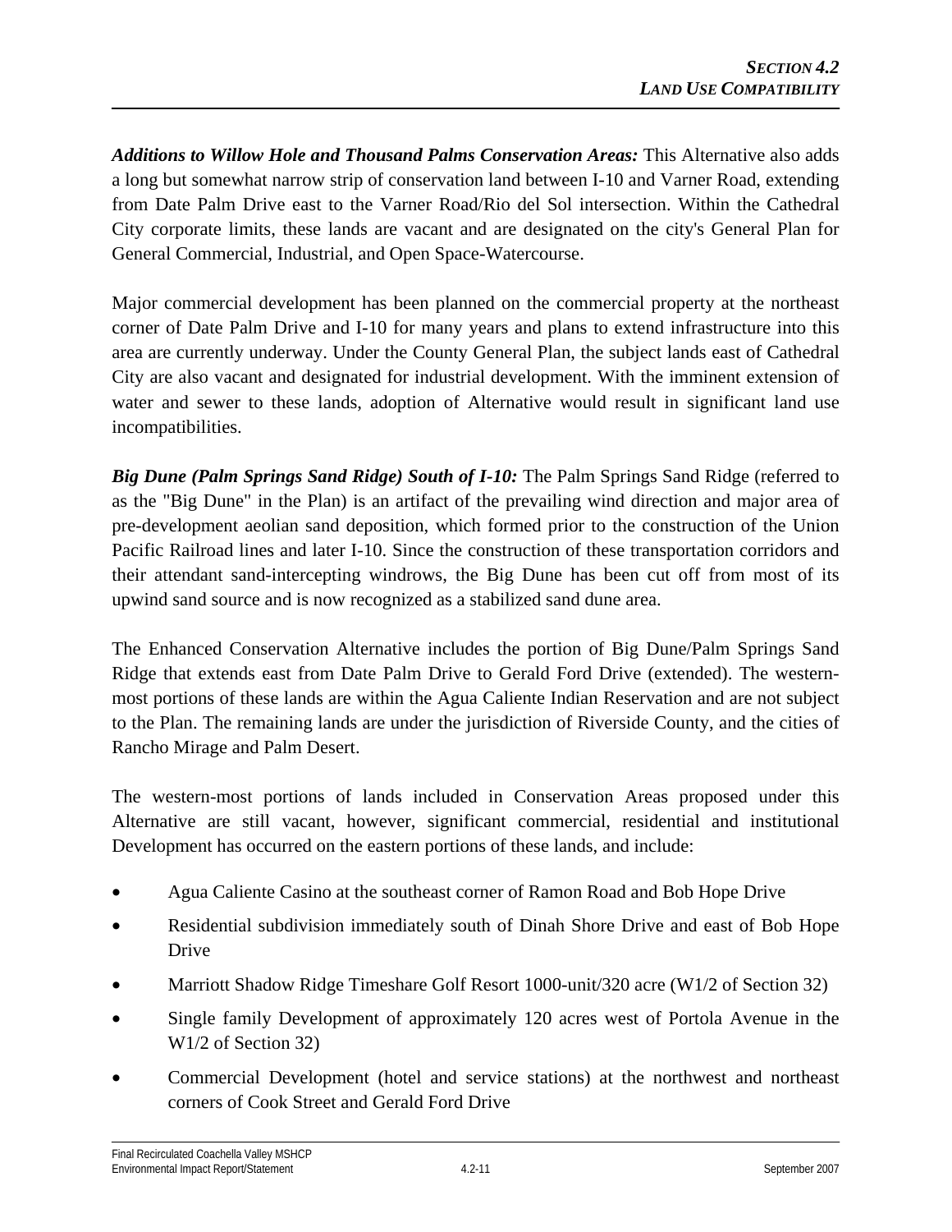***Additions to Willow Hole and Thousand Palms Conservation Areas:*** This Alternative also adds a long but somewhat narrow strip of conservation land between I-10 and Varner Road, extending from Date Palm Drive east to the Varner Road/Rio del Sol intersection. Within the Cathedral City corporate limits, these lands are vacant and are designated on the city's General Plan for General Commercial, Industrial, and Open Space-Watercourse.

Major commercial development has been planned on the commercial property at the northeast corner of Date Palm Drive and I-10 for many years and plans to extend infrastructure into this area are currently underway. Under the County General Plan, the subject lands east of Cathedral City are also vacant and designated for industrial development. With the imminent extension of water and sewer to these lands, adoption of Alternative would result in significant land use incompatibilities.

***Big Dune (Palm Springs Sand Ridge) South of I-10:*** The Palm Springs Sand Ridge (referred to as the "Big Dune" in the Plan) is an artifact of the prevailing wind direction and major area of pre-development aeolian sand deposition, which formed prior to the construction of the Union Pacific Railroad lines and later I-10. Since the construction of these transportation corridors and their attendant sand-intercepting windrows, the Big Dune has been cut off from most of its upwind sand source and is now recognized as a stabilized sand dune area.

The Enhanced Conservation Alternative includes the portion of Big Dune/Palm Springs Sand Ridge that extends east from Date Palm Drive to Gerald Ford Drive (extended). The western-most portions of these lands are within the Agua Caliente Indian Reservation and are not subject to the Plan. The remaining lands are under the jurisdiction of Riverside County, and the cities of Rancho Mirage and Palm Desert.

The western-most portions of lands included in Conservation Areas proposed under this Alternative are still vacant, however, significant commercial, residential and institutional Development has occurred on the eastern portions of these lands, and include:

- Agua Caliente Casino at the southeast corner of Ramon Road and Bob Hope Drive
- Residential subdivision immediately south of Dinah Shore Drive and east of Bob Hope Drive
- Marriott Shadow Ridge Timeshare Golf Resort 1000-unit/320 acre (W1/2 of Section 32)
- Single family Development of approximately 120 acres west of Portola Avenue in the W1/2 of Section 32)
- Commercial Development (hotel and service stations) at the northwest and northeast corners of Cook Street and Gerald Ford Drive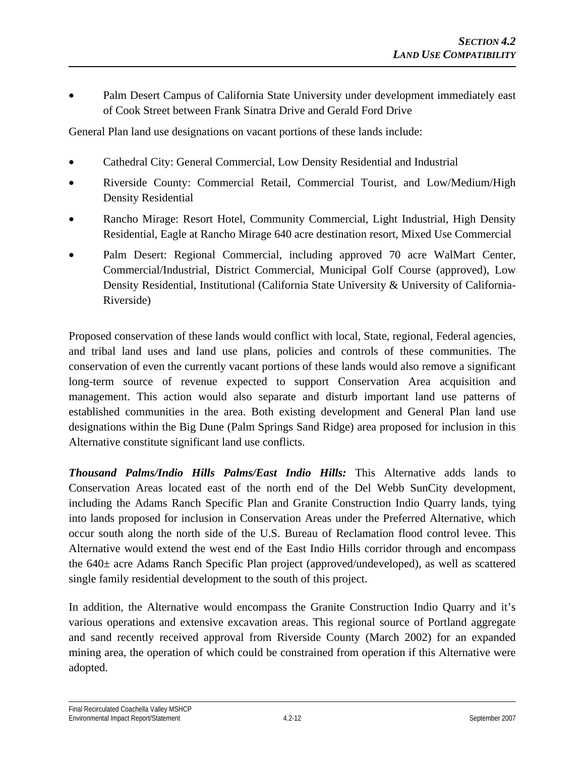- Palm Desert Campus of California State University under development immediately east of Cook Street between Frank Sinatra Drive and Gerald Ford Drive

General Plan land use designations on vacant portions of these lands include:

- Cathedral City: General Commercial, Low Density Residential and Industrial
- Riverside County: Commercial Retail, Commercial Tourist, and Low/Medium/High Density Residential
- Rancho Mirage: Resort Hotel, Community Commercial, Light Industrial, High Density Residential, Eagle at Rancho Mirage 640 acre destination resort, Mixed Use Commercial
- Palm Desert: Regional Commercial, including approved 70 acre WalMart Center, Commercial/Industrial, District Commercial, Municipal Golf Course (approved), Low Density Residential, Institutional (California State University & University of California-Riverside)

Proposed conservation of these lands would conflict with local, State, regional, Federal agencies, and tribal land uses and land use plans, policies and controls of these communities. The conservation of even the currently vacant portions of these lands would also remove a significant long-term source of revenue expected to support Conservation Area acquisition and management. This action would also separate and disturb important land use patterns of established communities in the area. Both existing development and General Plan land use designations within the Big Dune (Palm Springs Sand Ridge) area proposed for inclusion in this Alternative constitute significant land use conflicts.

***Thousand Palms/Indio Hills Palms/East Indio Hills:*** This Alternative adds lands to Conservation Areas located east of the north end of the Del Webb SunCity development, including the Adams Ranch Specific Plan and Granite Construction Indio Quarry lands, tying into lands proposed for inclusion in Conservation Areas under the Preferred Alternative, which occur south along the north side of the U.S. Bureau of Reclamation flood control levee. This Alternative would extend the west end of the East Indio Hills corridor through and encompass the 640± acre Adams Ranch Specific Plan project (approved/undeveloped), as well as scattered single family residential development to the south of this project.

In addition, the Alternative would encompass the Granite Construction Indio Quarry and it's various operations and extensive excavation areas. This regional source of Portland aggregate and sand recently received approval from Riverside County (March 2002) for an expanded mining area, the operation of which could be constrained from operation if this Alternative were adopted.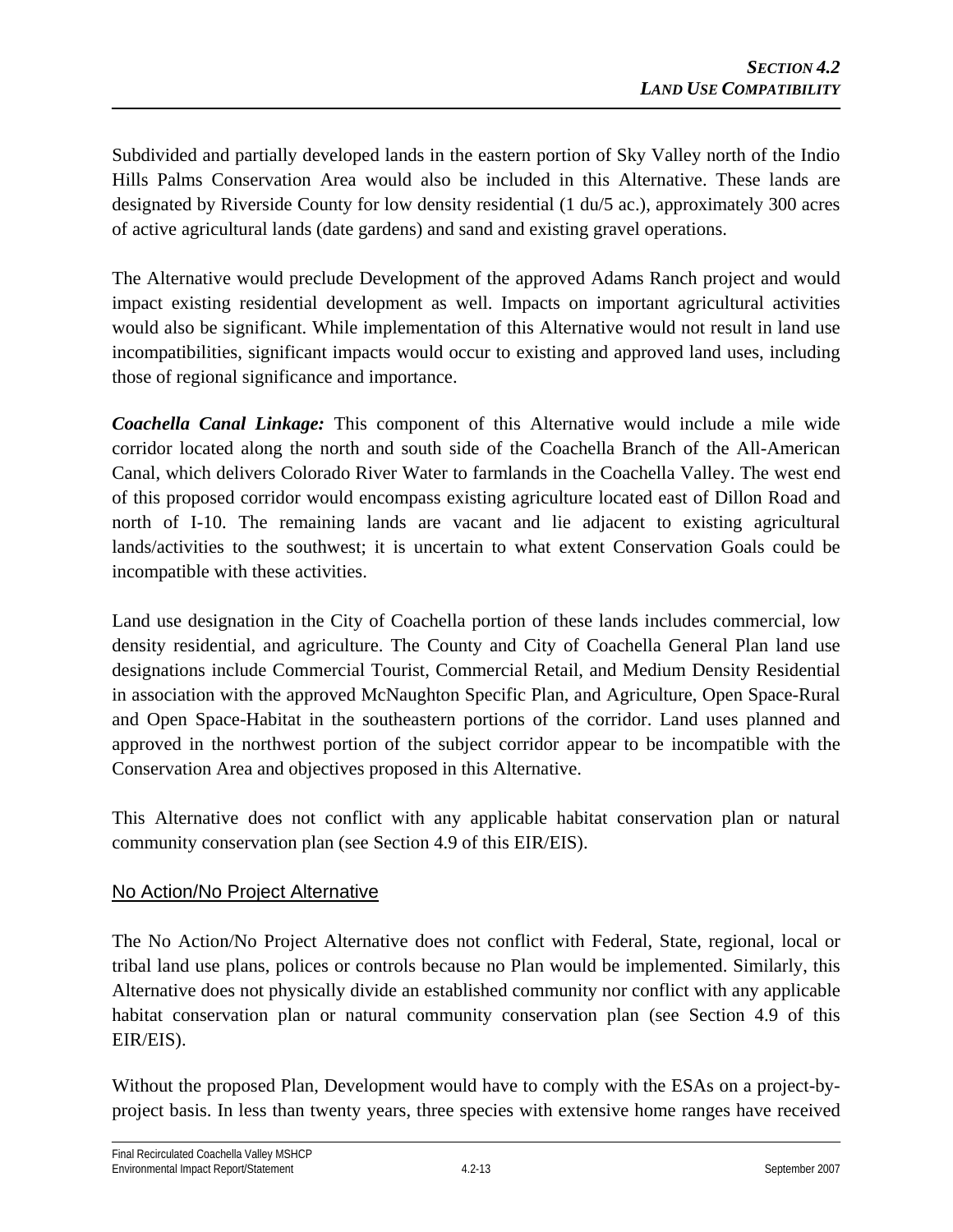Subdivided and partially developed lands in the eastern portion of Sky Valley north of the Indio Hills Palms Conservation Area would also be included in this Alternative. These lands are designated by Riverside County for low density residential (1 du/5 ac.), approximately 300 acres of active agricultural lands (date gardens) and sand and existing gravel operations.

The Alternative would preclude Development of the approved Adams Ranch project and would impact existing residential development as well. Impacts on important agricultural activities would also be significant. While implementation of this Alternative would not result in land use incompatibilities, significant impacts would occur to existing and approved land uses, including those of regional significance and importance.

***Coachella Canal Linkage:*** This component of this Alternative would include a mile wide corridor located along the north and south side of the Coachella Branch of the All-American Canal, which delivers Colorado River Water to farmlands in the Coachella Valley. The west end of this proposed corridor would encompass existing agriculture located east of Dillon Road and north of I-10. The remaining lands are vacant and lie adjacent to existing agricultural lands/activities to the southwest; it is uncertain to what extent Conservation Goals could be incompatible with these activities.

Land use designation in the City of Coachella portion of these lands includes commercial, low density residential, and agriculture. The County and City of Coachella General Plan land use designations include Commercial Tourist, Commercial Retail, and Medium Density Residential in association with the approved McNaughton Specific Plan, and Agriculture, Open Space-Rural and Open Space-Habitat in the southeastern portions of the corridor. Land uses planned and approved in the northwest portion of the subject corridor appear to be incompatible with the Conservation Area and objectives proposed in this Alternative.

This Alternative does not conflict with any applicable habitat conservation plan or natural community conservation plan (see Section 4.9 of this EIR/EIS).

## No Action/No Project Alternative

The No Action/No Project Alternative does not conflict with Federal, State, regional, local or tribal land use plans, polices or controls because no Plan would be implemented. Similarly, this Alternative does not physically divide an established community nor conflict with any applicable habitat conservation plan or natural community conservation plan (see Section 4.9 of this EIR/EIS).

Without the proposed Plan, Development would have to comply with the ESAs on a project-by-project basis. In less than twenty years, three species with extensive home ranges have received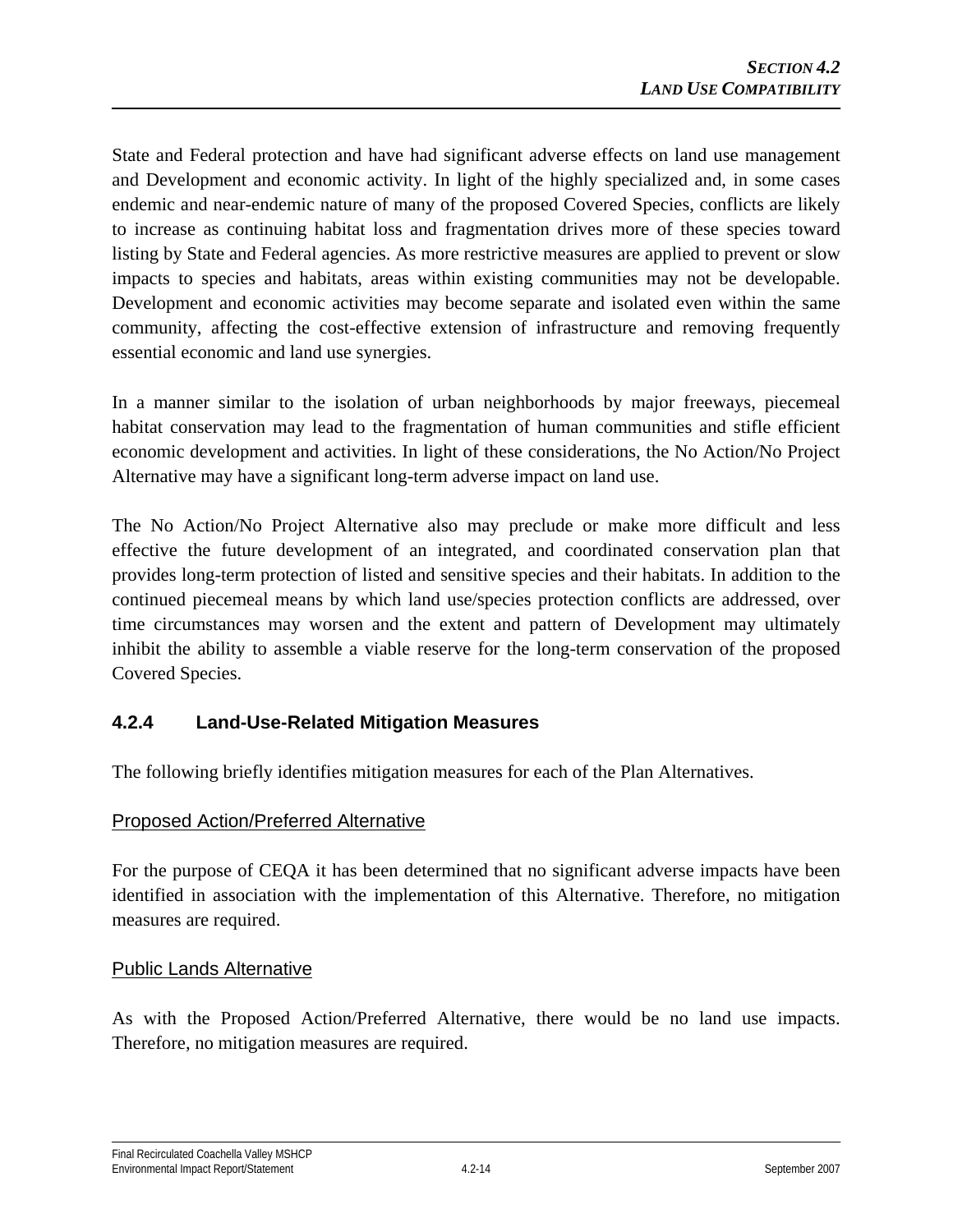State and Federal protection and have had significant adverse effects on land use management and Development and economic activity. In light of the highly specialized and, in some cases endemic and near-endemic nature of many of the proposed Covered Species, conflicts are likely to increase as continuing habitat loss and fragmentation drives more of these species toward listing by State and Federal agencies. As more restrictive measures are applied to prevent or slow impacts to species and habitats, areas within existing communities may not be developable. Development and economic activities may become separate and isolated even within the same community, affecting the cost-effective extension of infrastructure and removing frequently essential economic and land use synergies.

In a manner similar to the isolation of urban neighborhoods by major freeways, piecemeal habitat conservation may lead to the fragmentation of human communities and stifle efficient economic development and activities. In light of these considerations, the No Action/No Project Alternative may have a significant long-term adverse impact on land use.

The No Action/No Project Alternative also may preclude or make more difficult and less effective the future development of an integrated, and coordinated conservation plan that provides long-term protection of listed and sensitive species and their habitats. In addition to the continued piecemeal means by which land use/species protection conflicts are addressed, over time circumstances may worsen and the extent and pattern of Development may ultimately inhibit the ability to assemble a viable reserve for the long-term conservation of the proposed Covered Species.

### 4.2.4 Land-Use-Related Mitigation Measures

The following briefly identifies mitigation measures for each of the Plan Alternatives.

#### Proposed Action/Preferred Alternative

For the purpose of CEQA it has been determined that no significant adverse impacts have been identified in association with the implementation of this Alternative. Therefore, no mitigation measures are required.

#### Public Lands Alternative

As with the Proposed Action/Preferred Alternative, there would be no land use impacts. Therefore, no mitigation measures are required.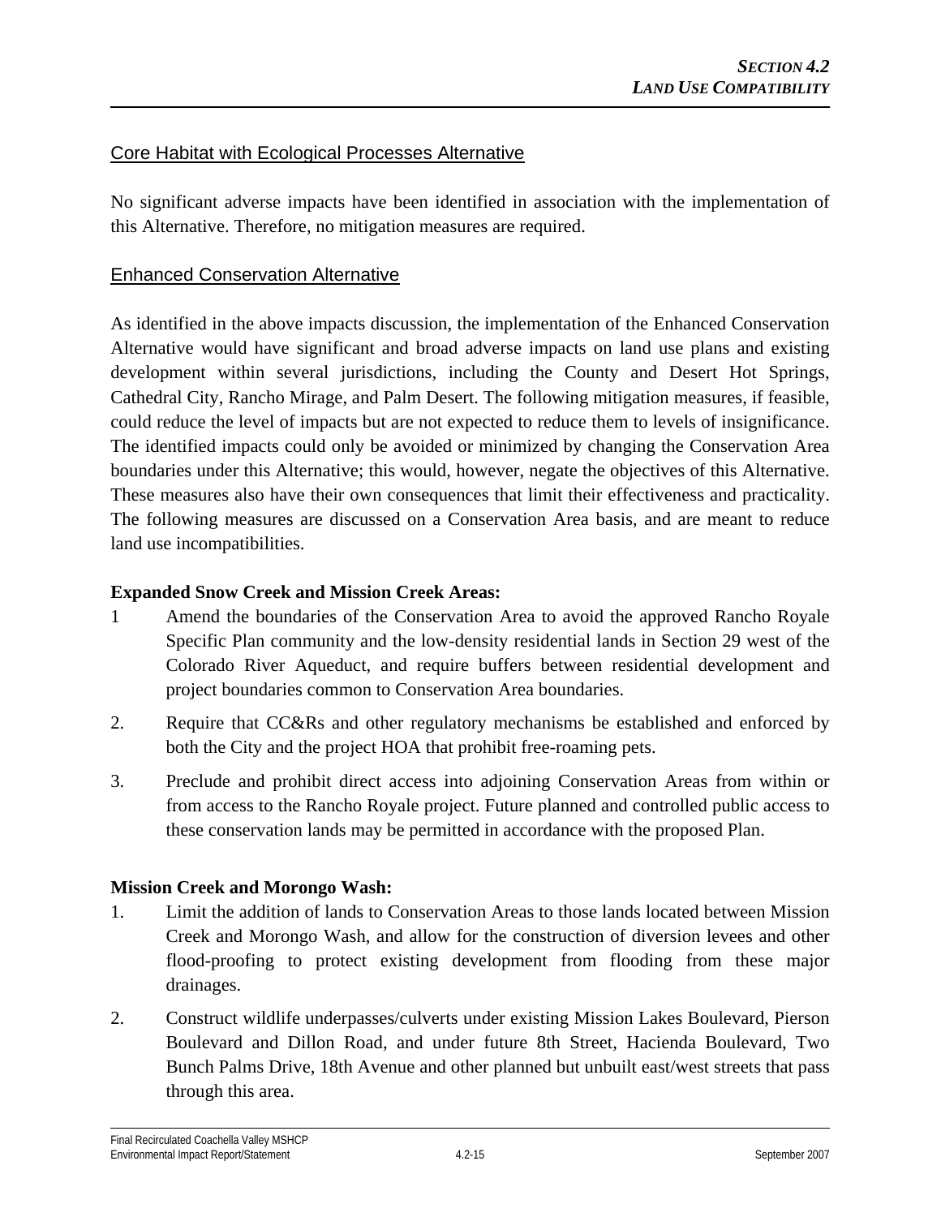Core Habitat with Ecological Processes Alternative

No significant adverse impacts have been identified in association with the implementation of this Alternative. Therefore, no mitigation measures are required.

Enhanced Conservation Alternative

As identified in the above impacts discussion, the implementation of the Enhanced Conservation Alternative would have significant and broad adverse impacts on land use plans and existing development within several jurisdictions, including the County and Desert Hot Springs, Cathedral City, Rancho Mirage, and Palm Desert. The following mitigation measures, if feasible, could reduce the level of impacts but are not expected to reduce them to levels of insignificance. The identified impacts could only be avoided or minimized by changing the Conservation Area boundaries under this Alternative; this would, however, negate the objectives of this Alternative. These measures also have their own consequences that limit their effectiveness and practicality. The following measures are discussed on a Conservation Area basis, and are meant to reduce land use incompatibilities.

**Expanded Snow Creek and Mission Creek Areas:**

1 Amend the boundaries of the Conservation Area to avoid the approved Rancho Royale Specific Plan community and the low-density residential lands in Section 29 west of the Colorado River Aqueduct, and require buffers between residential development and project boundaries common to Conservation Area boundaries.

2. Require that CC&Rs and other regulatory mechanisms be established and enforced by both the City and the project HOA that prohibit free-roaming pets.

3. Preclude and prohibit direct access into adjoining Conservation Areas from within or from access to the Rancho Royale project. Future planned and controlled public access to these conservation lands may be permitted in accordance with the proposed Plan.

**Mission Creek and Morongo Wash:**

1. Limit the addition of lands to Conservation Areas to those lands located between Mission Creek and Morongo Wash, and allow for the construction of diversion levees and other flood-proofing to protect existing development from flooding from these major drainages.

2. Construct wildlife underpasses/culverts under existing Mission Lakes Boulevard, Pierson Boulevard and Dillon Road, and under future 8th Street, Hacienda Boulevard, Two Bunch Palms Drive, 18th Avenue and other planned but unbuilt east/west streets that pass through this area.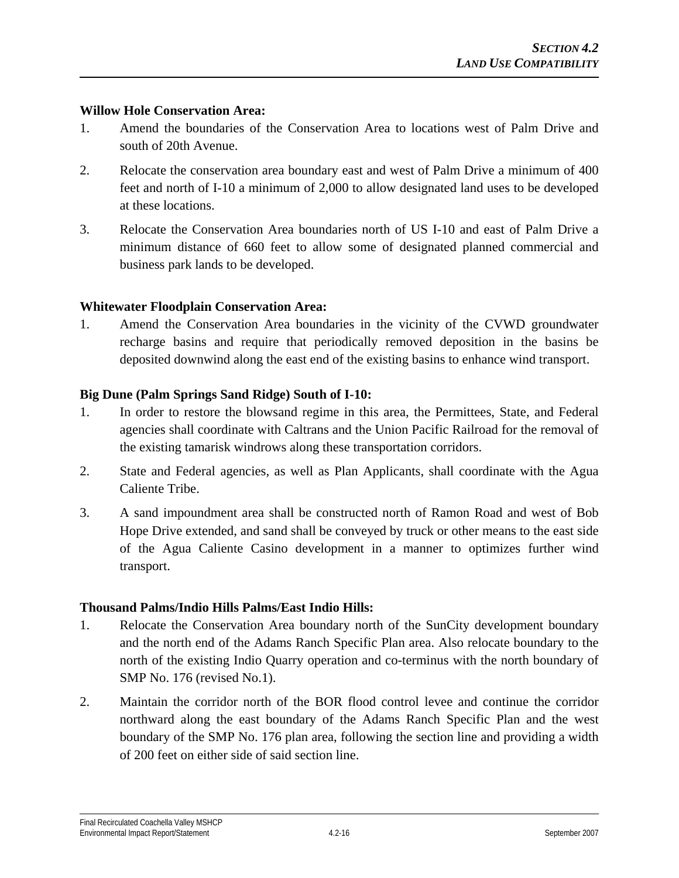**Willow Hole Conservation Area:**

1. Amend the boundaries of the Conservation Area to locations west of Palm Drive and south of 20th Avenue.
2. Relocate the conservation area boundary east and west of Palm Drive a minimum of 400 feet and north of I-10 a minimum of 2,000 to allow designated land uses to be developed at these locations.
3. Relocate the Conservation Area boundaries north of US I-10 and east of Palm Drive a minimum distance of 660 feet to allow some of designated planned commercial and business park lands to be developed.

**Whitewater Floodplain Conservation Area:**

1. Amend the Conservation Area boundaries in the vicinity of the CVWD groundwater recharge basins and require that periodically removed deposition in the basins be deposited downwind along the east end of the existing basins to enhance wind transport.

**Big Dune (Palm Springs Sand Ridge) South of I-10:**

1. In order to restore the blowsand regime in this area, the Permittees, State, and Federal agencies shall coordinate with Caltrans and the Union Pacific Railroad for the removal of the existing tamarisk windrows along these transportation corridors.
2. State and Federal agencies, as well as Plan Applicants, shall coordinate with the Agua Caliente Tribe.
3. A sand impoundment area shall be constructed north of Ramon Road and west of Bob Hope Drive extended, and sand shall be conveyed by truck or other means to the east side of the Agua Caliente Casino development in a manner to optimizes further wind transport.

**Thousand Palms/Indio Hills Palms/East Indio Hills:**

1. Relocate the Conservation Area boundary north of the SunCity development boundary and the north end of the Adams Ranch Specific Plan area. Also relocate boundary to the north of the existing Indio Quarry operation and co-terminus with the north boundary of SMP No. 176 (revised No.1).
2. Maintain the corridor north of the BOR flood control levee and continue the corridor northward along the east boundary of the Adams Ranch Specific Plan and the west boundary of the SMP No. 176 plan area, following the section line and providing a width of 200 feet on either side of said section line.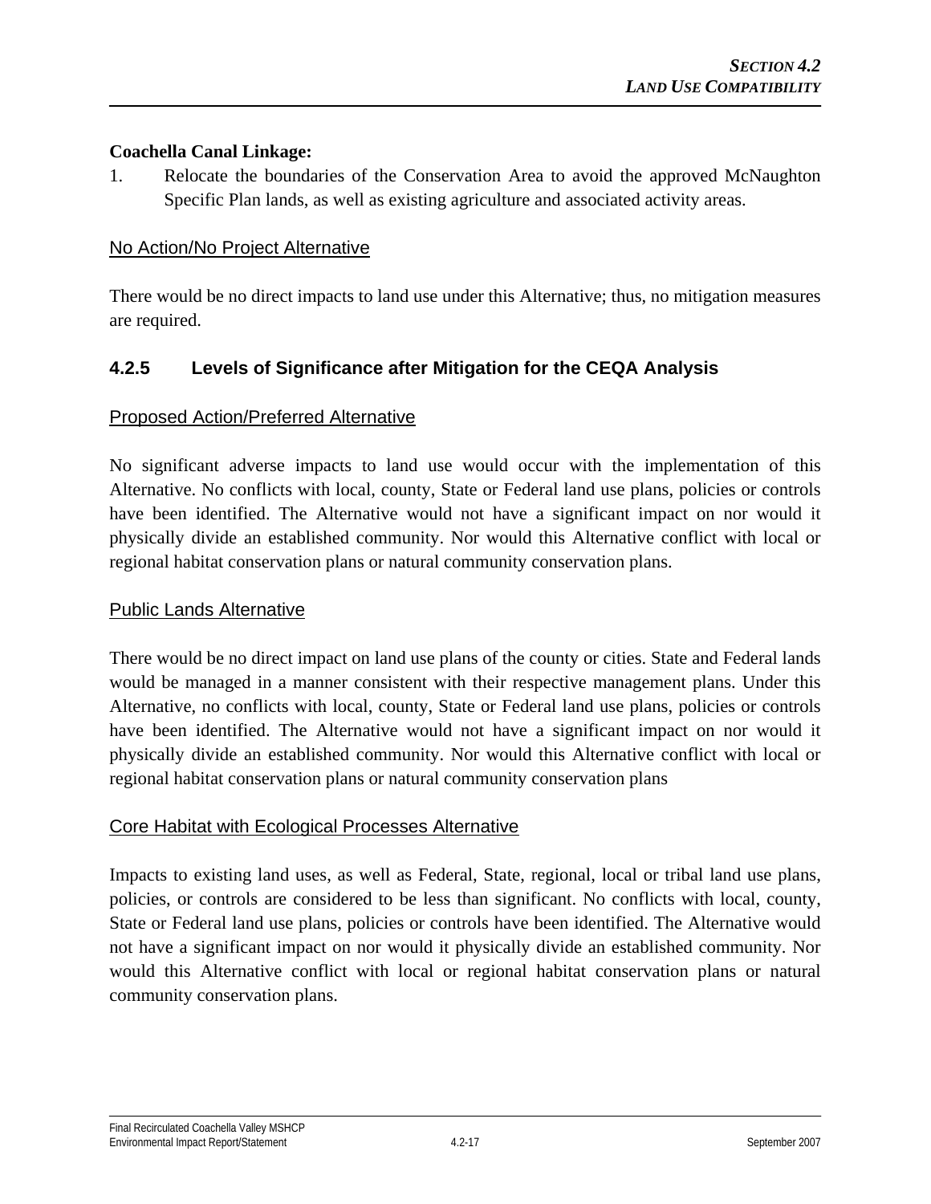**Coachella Canal Linkage:**

1. Relocate the boundaries of the Conservation Area to avoid the approved McNaughton Specific Plan lands, as well as existing agriculture and associated activity areas.

No Action/No Project Alternative

There would be no direct impacts to land use under this Alternative; thus, no mitigation measures are required.

### 4.2.5 Levels of Significance after Mitigation for the CEQA Analysis

Proposed Action/Preferred Alternative

No significant adverse impacts to land use would occur with the implementation of this Alternative. No conflicts with local, county, State or Federal land use plans, policies or controls have been identified. The Alternative would not have a significant impact on nor would it physically divide an established community. Nor would this Alternative conflict with local or regional habitat conservation plans or natural community conservation plans.

Public Lands Alternative

There would be no direct impact on land use plans of the county or cities. State and Federal lands would be managed in a manner consistent with their respective management plans. Under this Alternative, no conflicts with local, county, State or Federal land use plans, policies or controls have been identified. The Alternative would not have a significant impact on nor would it physically divide an established community. Nor would this Alternative conflict with local or regional habitat conservation plans or natural community conservation plans

Core Habitat with Ecological Processes Alternative

Impacts to existing land uses, as well as Federal, State, regional, local or tribal land use plans, policies, or controls are considered to be less than significant. No conflicts with local, county, State or Federal land use plans, policies or controls have been identified. The Alternative would not have a significant impact on nor would it physically divide an established community. Nor would this Alternative conflict with local or regional habitat conservation plans or natural community conservation plans.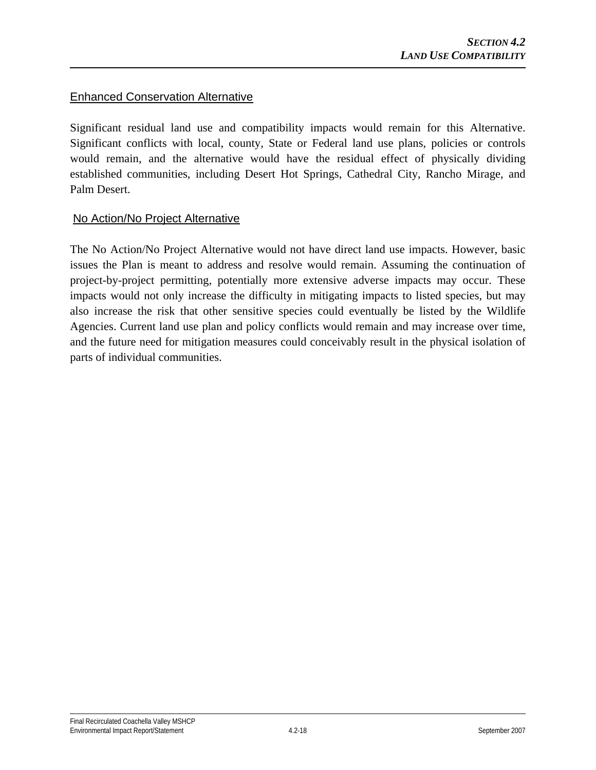Enhanced Conservation Alternative

Significant residual land use and compatibility impacts would remain for this Alternative. Significant conflicts with local, county, State or Federal land use plans, policies or controls would remain, and the alternative would have the residual effect of physically dividing established communities, including Desert Hot Springs, Cathedral City, Rancho Mirage, and Palm Desert.

No Action/No Project Alternative

The No Action/No Project Alternative would not have direct land use impacts. However, basic issues the Plan is meant to address and resolve would remain. Assuming the continuation of project-by-project permitting, potentially more extensive adverse impacts may occur. These impacts would not only increase the difficulty in mitigating impacts to listed species, but may also increase the risk that other sensitive species could eventually be listed by the Wildlife Agencies. Current land use plan and policy conflicts would remain and may increase over time, and the future need for mitigation measures could conceivably result in the physical isolation of parts of individual communities.